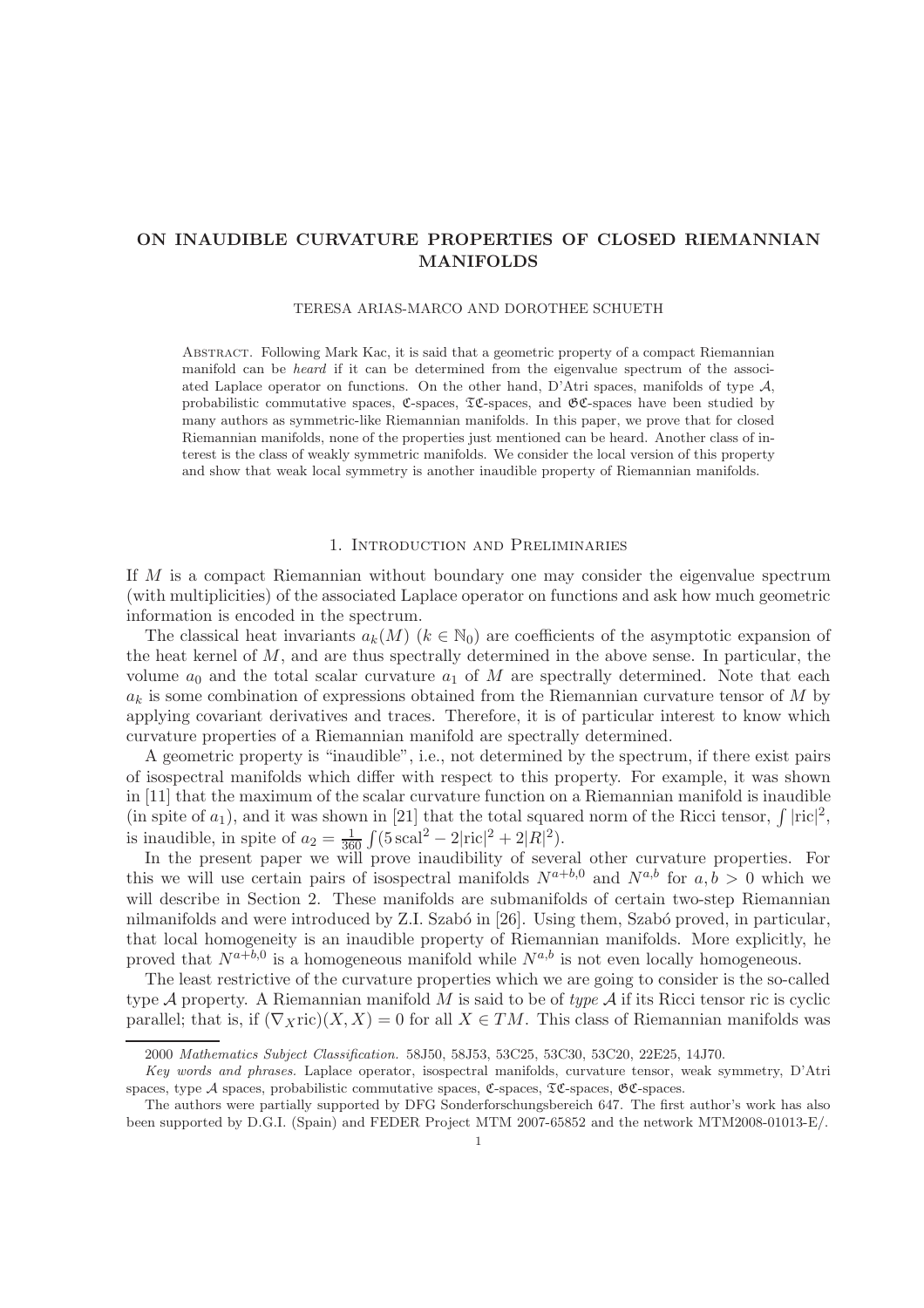# ON INAUDIBLE CURVATURE PROPERTIES OF CLOSED RIEMANNIAN MANIFOLDS

TERESA ARIAS-MARCO AND DOROTHEE SCHUETH

Abstract. Following Mark Kac, it is said that a geometric property of a compact Riemannian manifold can be *heard* if it can be determined from the eigenvalue spectrum of the associated Laplace operator on functions. On the other hand, D'Atri spaces, manifolds of type $\mathcal{A}$, probabilistic commutative spaces, $\mathfrak{C}$-spaces, $\mathfrak{TC}$-spaces, and $\mathfrak{GC}$-spaces have been studied by many authors as symmetric-like Riemannian manifolds. In this paper, we prove that for closed Riemannian manifolds, none of the properties just mentioned can be heard. Another class of interest is the class of weakly symmetric manifolds. We consider the local version of this property and show that weak local symmetry is another inaudible property of Riemannian manifolds.

## 1. Introduction and Preliminaries

If $M$ is a compact Riemannian without boundary one may consider the eigenvalue spectrum (with multiplicities) of the associated Laplace operator on functions and ask how much geometric information is encoded in the spectrum.

The classical heat invariants $a_k(M)$ ($k \in \mathbb{N}_0$) are coefficients of the asymptotic expansion of the heat kernel of $M$, and are thus spectrally determined in the above sense. In particular, the volume $a_0$ and the total scalar curvature $a_1$ of $M$ are spectrally determined. Note that each $a_k$ is some combination of expressions obtained from the Riemannian curvature tensor of $M$ by applying covariant derivatives and traces. Therefore, it is of particular interest to know which curvature properties of a Riemannian manifold are spectrally determined.

A geometric property is "inaudible", i.e., not determined by the spectrum, if there exist pairs of isospectral manifolds which differ with respect to this property. For example, it was shown in [11] that the maximum of the scalar curvature function on a Riemannian manifold is inaudible (in spite of $a_1$), and it was shown in [21] that the total squared norm of the Ricci tensor, $\int |\mathrm{ric}|^2$, is inaudible, in spite of $a_2 = \frac{1}{360}\int(5\,\mathrm{scal}^2 - 2|\mathrm{ric}|^2 + 2|R|^2)$.

In the present paper we will prove inaudibility of several other curvature properties. For this we will use certain pairs of isospectral manifolds $N^{a+b,0}$ and $N^{a,b}$ for $a, b > 0$ which we will describe in Section 2. These manifolds are submanifolds of certain two-step Riemannian nilmanifolds and were introduced by Z.I. Szabó in [26]. Using them, Szabó proved, in particular, that local homogeneity is an inaudible property of Riemannian manifolds. More explicitly, he proved that $N^{a+b,0}$ is a homogeneous manifold while $N^{a,b}$ is not even locally homogeneous.

The least restrictive of the curvature properties which we are going to consider is the so-called type $\mathcal{A}$ property. A Riemannian manifold $M$ is said to be of *type* $\mathcal{A}$ if its Ricci tensor ric is cyclic parallel; that is, if $(\nabla_X \mathrm{ric})(X, X) = 0$ for all $X \in TM$. This class of Riemannian manifolds was

---

2000 *Mathematics Subject Classification.* 58J50, 58J53, 53C25, 53C30, 53C20, 22E25, 14J70.

*Key words and phrases.* Laplace operator, isospectral manifolds, curvature tensor, weak symmetry, D'Atri spaces, type $\mathcal{A}$ spaces, probabilistic commutative spaces, $\mathfrak{C}$-spaces, $\mathfrak{TC}$-spaces, $\mathfrak{GC}$-spaces.

The authors were partially supported by DFG Sonderforschungsbereich 647. The first author's work has also been supported by D.G.I. (Spain) and FEDER Project MTM 2007-65852 and the network MTM2008-01013-E/.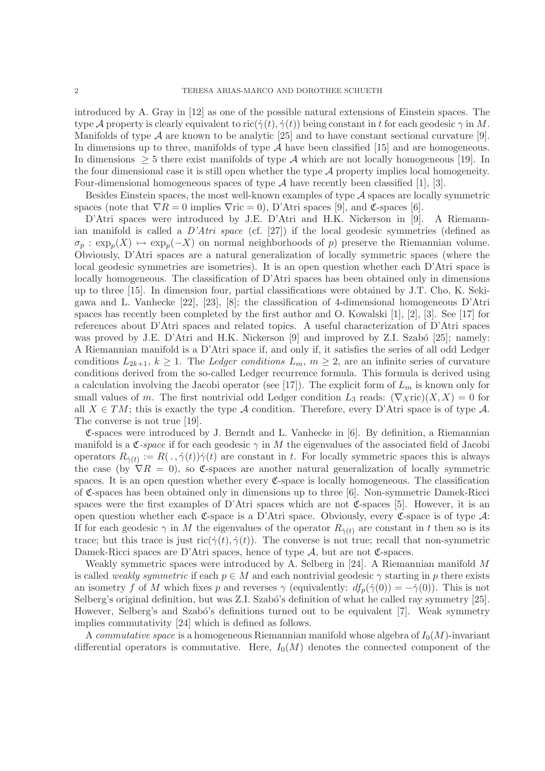introduced by A. Gray in [12] as one of the possible natural extensions of Einstein spaces. The type $\mathcal{A}$ property is clearly equivalent to $\mathrm{ric}(\dot\gamma(t),\dot\gamma(t))$ being constant in $t$ for each geodesic $\gamma$ in $M$. Manifolds of type $\mathcal{A}$ are known to be analytic [25] and to have constant sectional curvature [9]. In dimensions up to three, manifolds of type $\mathcal{A}$ have been classified [15] and are homogeneous. In dimensions $\geq 5$ there exist manifolds of type $\mathcal{A}$ which are not locally homogeneous [19]. In the four dimensional case it is still open whether the type $\mathcal{A}$ property implies local homogeneity. Four-dimensional homogeneous spaces of type $\mathcal{A}$ have recently been classified [1], [3].

Besides Einstein spaces, the most well-known examples of type $\mathcal{A}$ spaces are locally symmetric spaces (note that $\nabla R = 0$ implies $\nabla\mathrm{ric} = 0$), D'Atri spaces [9], and $\mathfrak{C}$-spaces [6].

D'Atri spaces were introduced by J.E. D'Atri and H.K. Nickerson in [9]. A Riemannian manifold is called a *D'Atri space* (cf. [27]) if the local geodesic symmetries (defined as $\sigma_p : \exp_p(X) \mapsto \exp_p(-X)$ on normal neighborhoods of $p$) preserve the Riemannian volume. Obviously, D'Atri spaces are a natural generalization of locally symmetric spaces (where the local geodesic symmetries are isometries). It is an open question whether each D'Atri space is locally homogeneous. The classification of D'Atri spaces has been obtained only in dimensions up to three [15]. In dimension four, partial classifications were obtained by J.T. Cho, K. Sekigawa and L. Vanhecke [22], [23], [8]; the classification of 4-dimensional homogeneous D'Atri spaces has recently been completed by the first author and O. Kowalski [1], [2], [3]. See [17] for references about D'Atri spaces and related topics. A useful characterization of D'Atri spaces was proved by J.E. D'Atri and H.K. Nickerson [9] and improved by Z.I. Szabó [25]; namely: A Riemannian manifold is a D'Atri space if, and only if, it satisfies the series of all odd Ledger conditions $L_{2k+1}$, $k \geq 1$. The *Ledger conditions* $L_m$, $m \geq 2$, are an infinite series of curvature conditions derived from the so-called Ledger recurrence formula. This formula is derived using a calculation involving the Jacobi operator (see [17]). The explicit form of $L_m$ is known only for small values of $m$. The first nontrivial odd Ledger condition $L_3$ reads: $(\nabla_X\mathrm{ric})(X,X) = 0$ for all $X \in TM$; this is exactly the type $\mathcal{A}$ condition. Therefore, every D'Atri space is of type $\mathcal{A}$. The converse is not true [19].

$\mathfrak{C}$-spaces were introduced by J. Berndt and L. Vanhecke in [6]. By definition, a Riemannian manifold is a *$\mathfrak{C}$-space* if for each geodesic $\gamma$ in $M$ the eigenvalues of the associated field of Jacobi operators $R_{\dot\gamma(t)} := R(\,.\,,\dot\gamma(t))\dot\gamma(t)$ are constant in $t$. For locally symmetric spaces this is always the case (by $\nabla R = 0$), so $\mathfrak{C}$-spaces are another natural generalization of locally symmetric spaces. It is an open question whether every $\mathfrak{C}$-space is locally homogeneous. The classification of $\mathfrak{C}$-spaces has been obtained only in dimensions up to three [6]. Non-symmetric Damek-Ricci spaces were the first examples of D'Atri spaces which are not $\mathfrak{C}$-spaces [5]. However, it is an open question whether each $\mathfrak{C}$-space is a D'Atri space. Obviously, every $\mathfrak{C}$-space is of type $\mathcal{A}$: If for each geodesic $\gamma$ in $M$ the eigenvalues of the operator $R_{\dot\gamma(t)}$ are constant in $t$ then so is its trace; but this trace is just $\mathrm{ric}(\dot\gamma(t),\dot\gamma(t))$. The converse is not true; recall that non-symmetric Damek-Ricci spaces are D'Atri spaces, hence of type $\mathcal{A}$, but are not $\mathfrak{C}$-spaces.

Weakly symmetric spaces were introduced by A. Selberg in [24]. A Riemannian manifold $M$ is called *weakly symmetric* if each $p \in M$ and each nontrivial geodesic $\gamma$ starting in $p$ there exists an isometry $f$ of $M$ which fixes $p$ and reverses $\gamma$ (equivalently: $df_p(\dot\gamma(0)) = -\dot\gamma(0)$). This is not Selberg's original definition, but was Z.I. Szabó's definition of what he called ray symmetry [25]. However, Selberg's and Szabó's definitions turned out to be equivalent [7]. Weak symmetry implies commutativity [24] which is defined as follows.

A *commutative space* is a homogeneous Riemannian manifold whose algebra of $I_0(M)$-invariant differential operators is commutative. Here, $I_0(M)$ denotes the connected component of the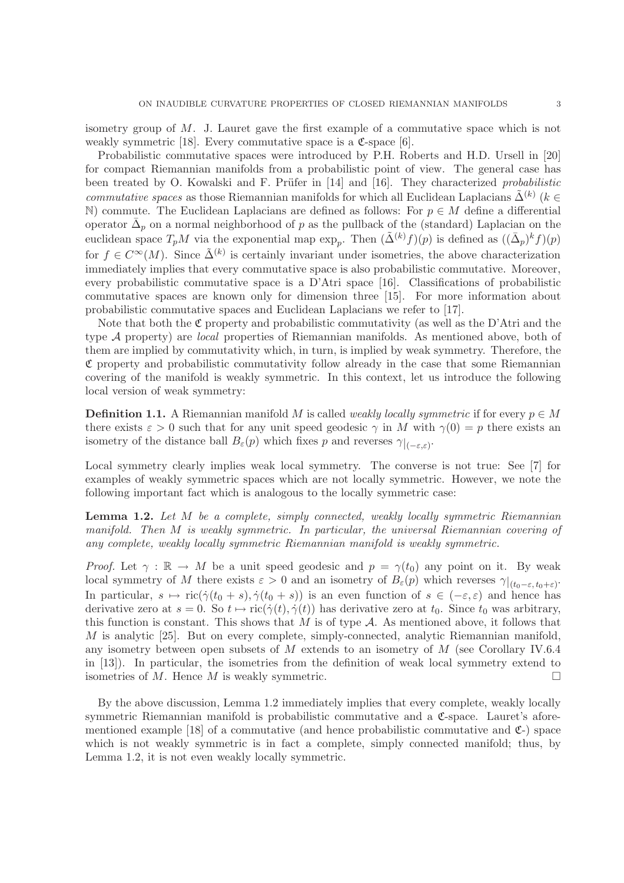isometry group of $M$. J. Lauret gave the first example of a commutative space which is not weakly symmetric [18]. Every commutative space is a $\mathfrak{C}$-space [6].

Probabilistic commutative spaces were introduced by P.H. Roberts and H.D. Ursell in [20] for compact Riemannian manifolds from a probabilistic point of view. The general case has been treated by O. Kowalski and F. Prüfer in [14] and [16]. They characterized *probabilistic commutative spaces* as those Riemannian manifolds for which all Euclidean Laplacians $\tilde{\Delta}^{(k)}$ ($k \in \mathbb{N}$) commute. The Euclidean Laplacians are defined as follows: For $p \in M$ define a differential operator $\bar{\Delta}_p$ on a normal neighborhood of $p$ as the pullback of the (standard) Laplacian on the euclidean space $T_pM$ via the exponential map $\exp_p$. Then $(\tilde{\Delta}^{(k)} f)(p)$ is defined as $((\bar{\Delta}_p)^k f)(p)$ for $f \in C^\infty(M)$. Since $\tilde{\Delta}^{(k)}$ is certainly invariant under isometries, the above characterization immediately implies that every commutative space is also probabilistic commutative. Moreover, every probabilistic commutative space is a D'Atri space [16]. Classifications of probabilistic commutative spaces are known only for dimension three [15]. For more information about probabilistic commutative spaces and Euclidean Laplacians we refer to [17].

Note that both the $\mathfrak{C}$ property and probabilistic commutativity (as well as the D'Atri and the type $\mathcal{A}$ property) are *local* properties of Riemannian manifolds. As mentioned above, both of them are implied by commutativity which, in turn, is implied by weak symmetry. Therefore, the $\mathfrak{C}$ property and probabilistic commutativity follow already in the case that some Riemannian covering of the manifold is weakly symmetric. In this context, let us introduce the following local version of weak symmetry:

**Definition 1.1.** A Riemannian manifold $M$ is called *weakly locally symmetric* if for every $p \in M$ there exists $\varepsilon > 0$ such that for any unit speed geodesic $\gamma$ in $M$ with $\gamma(0) = p$ there exists an isometry of the distance ball $B_\varepsilon(p)$ which fixes $p$ and reverses $\gamma|_{(-\varepsilon,\varepsilon)}$.

Local symmetry clearly implies weak local symmetry. The converse is not true: See [7] for examples of weakly symmetric spaces which are not locally symmetric. However, we note the following important fact which is analogous to the locally symmetric case:

**Lemma 1.2.** *Let $M$ be a complete, simply connected, weakly locally symmetric Riemannian manifold. Then $M$ is weakly symmetric. In particular, the universal Riemannian covering of any complete, weakly locally symmetric Riemannian manifold is weakly symmetric.*

*Proof.* Let $\gamma : \mathbb{R} \to M$ be a unit speed geodesic and $p = \gamma(t_0)$ any point on it. By weak local symmetry of $M$ there exists $\varepsilon > 0$ and an isometry of $B_\varepsilon(p)$ which reverses $\gamma|_{(t_0-\varepsilon,\, t_0+\varepsilon)}$. In particular, $s \mapsto \mathrm{ric}(\dot{\gamma}(t_0+s), \dot{\gamma}(t_0+s))$ is an even function of $s \in (-\varepsilon, \varepsilon)$ and hence has derivative zero at $s = 0$. So $t \mapsto \mathrm{ric}(\dot{\gamma}(t), \dot{\gamma}(t))$ has derivative zero at $t_0$. Since $t_0$ was arbitrary, this function is constant. This shows that $M$ is of type $\mathcal{A}$. As mentioned above, it follows that $M$ is analytic [25]. But on every complete, simply-connected, analytic Riemannian manifold, any isometry between open subsets of $M$ extends to an isometry of $M$ (see Corollary IV.6.4 in [13]). In particular, the isometries from the definition of weak local symmetry extend to isometries of $M$. Hence $M$ is weakly symmetric. $\square$

By the above discussion, Lemma 1.2 immediately implies that every complete, weakly locally symmetric Riemannian manifold is probabilistic commutative and a $\mathfrak{C}$-space. Lauret's aforementioned example [18] of a commutative (and hence probabilistic commutative and $\mathfrak{C}$-) space which is not weakly symmetric is in fact a complete, simply connected manifold; thus, by Lemma 1.2, it is not even weakly locally symmetric.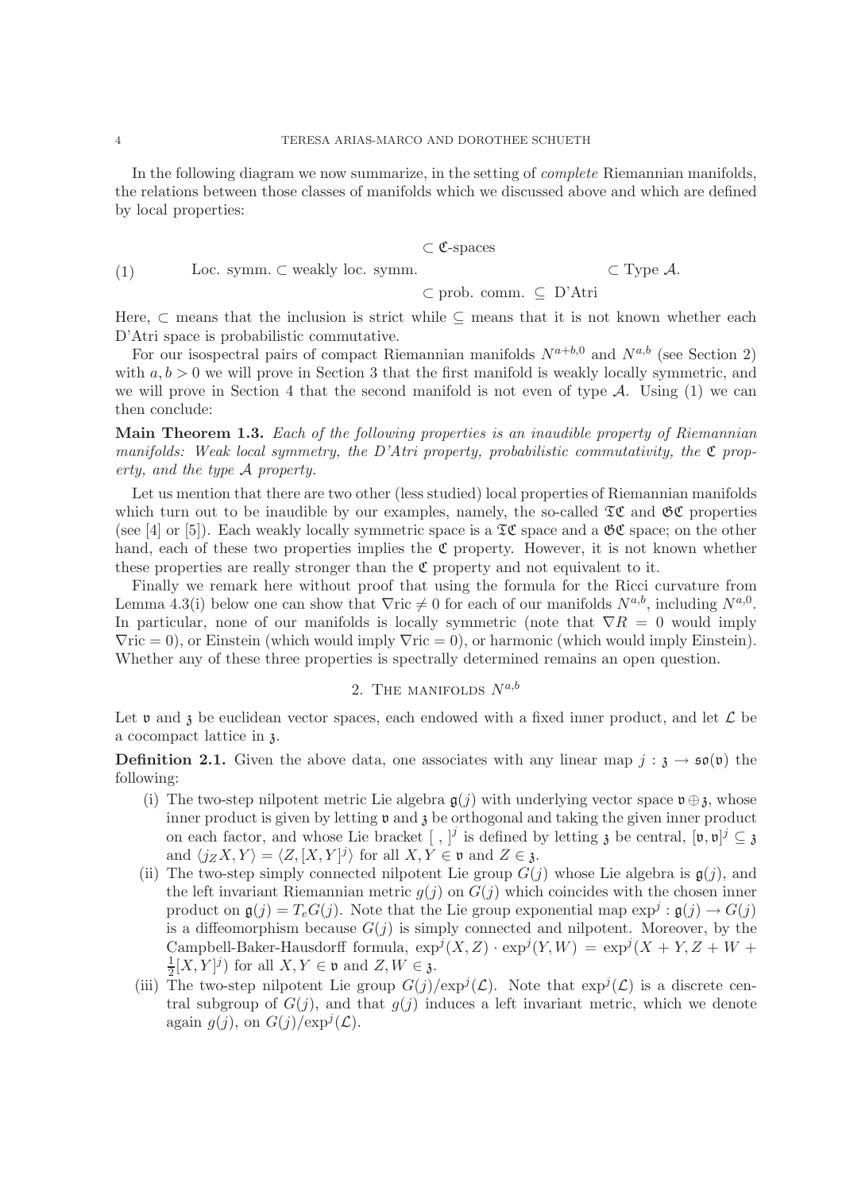In the following diagram we now summarize, in the setting of *complete* Riemannian manifolds, the relations between those classes of manifolds which we discussed above and which are defined by local properties:

$$
\text{(1)}\qquad \text{Loc. symm.} \subset \text{weakly loc. symm.} \begin{array}{l} \subset \mathfrak{C}\text{-spaces} \\ \\ \subset \text{prob. comm.} \subseteq \text{D'Atri} \end{array} \subset \text{Type } \mathcal{A}.
$$

Here, $\subset$ means that the inclusion is strict while $\subseteq$ means that it is not known whether each D'Atri space is probabilistic commutative.

For our isospectral pairs of compact Riemannian manifolds $N^{a+b,0}$ and $N^{a,b}$ (see Section 2) with $a, b > 0$ we will prove in Section 3 that the first manifold is weakly locally symmetric, and we will prove in Section 4 that the second manifold is not even of type $\mathcal{A}$. Using (1) we can then conclude:

**Main Theorem 1.3.** *Each of the following properties is an inaudible property of Riemannian manifolds: Weak local symmetry, the D'Atri property, probabilistic commutativity, the $\mathfrak{C}$ property, and the type $\mathcal{A}$ property.*

Let us mention that there are two other (less studied) local properties of Riemannian manifolds which turn out to be inaudible by our examples, namely, the so-called $\mathfrak{TC}$ and $\mathfrak{GC}$ properties (see [4] or [5]). Each weakly locally symmetric space is a $\mathfrak{TC}$ space and a $\mathfrak{GC}$ space; on the other hand, each of these two properties implies the $\mathfrak{C}$ property. However, it is not known whether these properties are really stronger than the $\mathfrak{C}$ property and not equivalent to it.

Finally we remark here without proof that using the formula for the Ricci curvature from Lemma 4.3(i) below one can show that $\nabla \text{ric} \neq 0$ for each of our manifolds $N^{a,b}$, including $N^{a,0}$. In particular, none of our manifolds is locally symmetric (note that $\nabla R = 0$ would imply $\nabla \text{ric} = 0$), or Einstein (which would imply $\nabla \text{ric} = 0$), or harmonic (which would imply Einstein). Whether any of these three properties is spectrally determined remains an open question.

## 2. The manifolds $N^{a,b}$

Let $\mathfrak{v}$ and $\mathfrak{z}$ be euclidean vector spaces, each endowed with a fixed inner product, and let $\mathcal{L}$ be a cocompact lattice in $\mathfrak{z}$.

**Definition 2.1.** Given the above data, one associates with any linear map $j : \mathfrak{z} \to \mathfrak{so}(\mathfrak{v})$ the following:

- (i) The two-step nilpotent metric Lie algebra $\mathfrak{g}(j)$ with underlying vector space $\mathfrak{v} \oplus \mathfrak{z}$, whose inner product is given by letting $\mathfrak{v}$ and $\mathfrak{z}$ be orthogonal and taking the given inner product on each factor, and whose Lie bracket $[\ ,\ ]^j$ is defined by letting $\mathfrak{z}$ be central, $[\mathfrak{v}, \mathfrak{v}]^j \subseteq \mathfrak{z}$ and $\langle j_Z X, Y \rangle = \langle Z, [X, Y]^j \rangle$ for all $X, Y \in \mathfrak{v}$ and $Z \in \mathfrak{z}$.
- (ii) The two-step simply connected nilpotent Lie group $G(j)$ whose Lie algebra is $\mathfrak{g}(j)$, and the left invariant Riemannian metric $g(j)$ on $G(j)$ which coincides with the chosen inner product on $\mathfrak{g}(j) = T_e G(j)$. Note that the Lie group exponential map $\exp^j : \mathfrak{g}(j) \to G(j)$ is a diffeomorphism because $G(j)$ is simply connected and nilpotent. Moreover, by the Campbell-Baker-Hausdorff formula, $\exp^j(X, Z) \cdot \exp^j(Y, W) = \exp^j(X + Y, Z + W + \frac{1}{2}[X, Y]^j)$ for all $X, Y \in \mathfrak{v}$ and $Z, W \in \mathfrak{z}$.
- (iii) The two-step nilpotent Lie group $G(j)/\exp^j(\mathcal{L})$. Note that $\exp^j(\mathcal{L})$ is a discrete central subgroup of $G(j)$, and that $g(j)$ induces a left invariant metric, which we denote again $g(j)$, on $G(j)/\exp^j(\mathcal{L})$.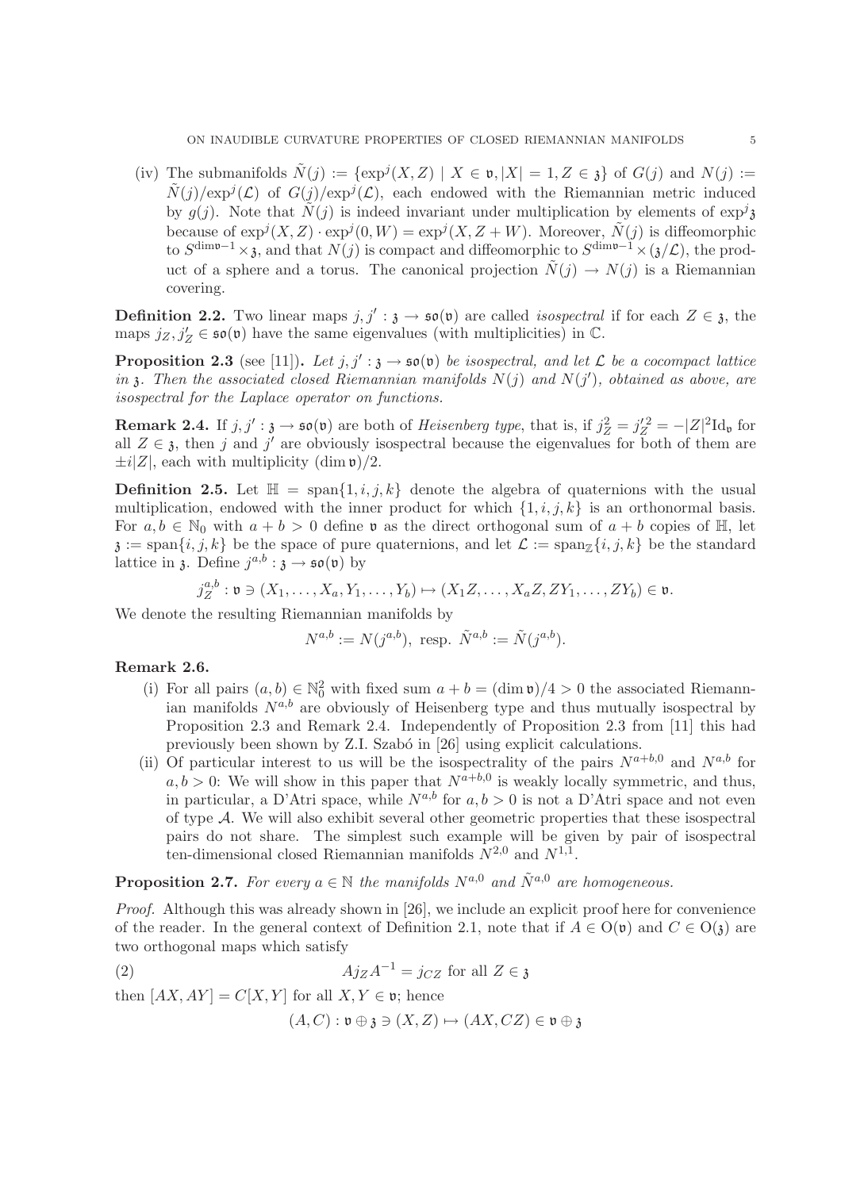(iv) The submanifolds $\tilde{N}(j) := \{\exp^j(X,Z) \mid X \in \mathfrak{v}, |X| = 1, Z \in \mathfrak{z}\}$ of $G(j)$ and $N(j) := \tilde{N}(j)/\exp^j(\mathcal{L})$ of $G(j)/\exp^j(\mathcal{L})$, each endowed with the Riemannian metric induced by $g(j)$. Note that $\tilde{N}(j)$ is indeed invariant under multiplication by elements of $\exp^j\mathfrak{z}$ because of $\exp^j(X,Z)\cdot\exp^j(0,W) = \exp^j(X,Z+W)$. Moreover, $\tilde{N}(j)$ is diffeomorphic to $S^{\dim\mathfrak{v}-1}\times\mathfrak{z}$, and that $N(j)$ is compact and diffeomorphic to $S^{\dim\mathfrak{v}-1}\times(\mathfrak{z}/\mathcal{L})$, the product of a sphere and a torus. The canonical projection $\tilde{N}(j)\to N(j)$ is a Riemannian covering.

**Definition 2.2.** Two linear maps $j, j' : \mathfrak{z} \to \mathfrak{so}(\mathfrak{v})$ are called *isospectral* if for each $Z \in \mathfrak{z}$, the maps $j_Z, j'_Z \in \mathfrak{so}(\mathfrak{v})$ have the same eigenvalues (with multiplicities) in $\mathbb{C}$.

**Proposition 2.3** (see [11])**.** *Let $j, j' : \mathfrak{z} \to \mathfrak{so}(\mathfrak{v})$ be isospectral, and let $\mathcal{L}$ be a cocompact lattice in $\mathfrak{z}$. Then the associated closed Riemannian manifolds $N(j)$ and $N(j')$, obtained as above, are isospectral for the Laplace operator on functions.*

**Remark 2.4.** If $j, j' : \mathfrak{z} \to \mathfrak{so}(\mathfrak{v})$ are both of *Heisenberg type*, that is, if $j_Z^2 = j_Z'^2 = -|Z|^2\mathrm{Id}_{\mathfrak{v}}$ for all $Z \in \mathfrak{z}$, then $j$ and $j'$ are obviously isospectral because the eigenvalues for both of them are $\pm i|Z|$, each with multiplicity $(\dim\mathfrak{v})/2$.

**Definition 2.5.** Let $\mathbb{H} = \mathrm{span}\{1, i, j, k\}$ denote the algebra of quaternions with the usual multiplication, endowed with the inner product for which $\{1, i, j, k\}$ is an orthonormal basis. For $a, b \in \mathbb{N}_0$ with $a + b > 0$ define $\mathfrak{v}$ as the direct orthogonal sum of $a + b$ copies of $\mathbb{H}$, let $\mathfrak{z} := \mathrm{span}\{i, j, k\}$ be the space of pure quaternions, and let $\mathcal{L} := \mathrm{span}_{\mathbb{Z}}\{i, j, k\}$ be the standard lattice in $\mathfrak{z}$. Define $j^{a,b} : \mathfrak{z} \to \mathfrak{so}(\mathfrak{v})$ by

$$j_Z^{a,b} : \mathfrak{v} \ni (X_1, \ldots, X_a, Y_1, \ldots, Y_b) \mapsto (X_1Z, \ldots, X_aZ, ZY_1, \ldots, ZY_b) \in \mathfrak{v}.$$

We denote the resulting Riemannian manifolds by

$$N^{a,b} := N(j^{a,b}), \text{ resp. } \tilde{N}^{a,b} := \tilde{N}(j^{a,b}).$$

**Remark 2.6.**

(i) For all pairs $(a, b) \in \mathbb{N}_0^2$ with fixed sum $a + b = (\dim\mathfrak{v})/4 > 0$ the associated Riemannian manifolds $N^{a,b}$ are obviously of Heisenberg type and thus mutually isospectral by Proposition 2.3 and Remark 2.4. Independently of Proposition 2.3 from [11] this had previously been shown by Z.I. Szabó in [26] using explicit calculations.

(ii) Of particular interest to us will be the isospectrality of the pairs $N^{a+b,0}$ and $N^{a,b}$ for $a, b > 0$: We will show in this paper that $N^{a+b,0}$ is weakly locally symmetric, and thus, in particular, a D'Atri space, while $N^{a,b}$ for $a, b > 0$ is not a D'Atri space and not even of type $\mathcal{A}$. We will also exhibit several other geometric properties that these isospectral pairs do not share. The simplest such example will be given by pair of isospectral ten-dimensional closed Riemannian manifolds $N^{2,0}$ and $N^{1,1}$.

**Proposition 2.7.** *For every $a \in \mathbb{N}$ the manifolds $N^{a,0}$ and $\tilde{N}^{a,0}$ are homogeneous.*

*Proof.* Although this was already shown in [26], we include an explicit proof here for convenience of the reader. In the general context of Definition 2.1, note that if $A \in \mathrm{O}(\mathfrak{v})$ and $C \in \mathrm{O}(\mathfrak{z})$ are two orthogonal maps which satisfy

$$Aj_ZA^{-1} = j_{CZ} \text{ for all } Z \in \mathfrak{z} \tag{2}$$

then $[AX, AY] = C[X, Y]$ for all $X, Y \in \mathfrak{v}$; hence

$$(A, C) : \mathfrak{v} \oplus \mathfrak{z} \ni (X, Z) \mapsto (AX, CZ) \in \mathfrak{v} \oplus \mathfrak{z}$$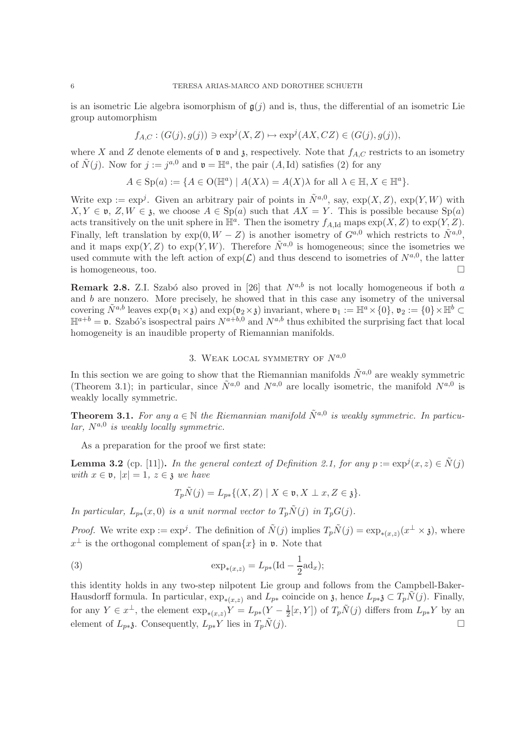is an isometric Lie algebra isomorphism of $\mathfrak{g}(j)$ and is, thus, the differential of an isometric Lie group automorphism

$$f_{A,C} : (G(j), g(j)) \ni \exp^j(X, Z) \mapsto \exp^j(AX, CZ) \in (G(j), g(j)),$$

where $X$ and $Z$ denote elements of $\mathfrak{v}$ and $\mathfrak{z}$, respectively. Note that $f_{A,C}$ restricts to an isometry of $\tilde{N}(j)$. Now for $j := j^{a,0}$ and $\mathfrak{v} = \mathbb{H}^a$, the pair $(A, \mathrm{Id})$ satisfies (2) for any

$$A \in \mathrm{Sp}(a) := \{A \in \mathrm{O}(\mathbb{H}^a) \mid A(X\lambda) = A(X)\lambda \text{ for all } \lambda \in \mathbb{H}, X \in \mathbb{H}^a\}.$$

Write $\exp := \exp^j$. Given an arbitrary pair of points in $\tilde{N}^{a,0}$, say, $\exp(X, Z)$, $\exp(Y, W)$ with $X, Y \in \mathfrak{v}$, $Z, W \in \mathfrak{z}$, we choose $A \in \mathrm{Sp}(a)$ such that $AX = Y$. This is possible because $\mathrm{Sp}(a)$ acts transitively on the unit sphere in $\mathbb{H}^a$. Then the isometry $f_{A,\mathrm{Id}}$ maps $\exp(X, Z)$ to $\exp(Y, Z)$. Finally, left translation by $\exp(0, W - Z)$ is another isometry of $G^{a,0}$ which restricts to $\tilde{N}^{a,0}$, and it maps $\exp(Y, Z)$ to $\exp(Y, W)$. Therefore $\tilde{N}^{a,0}$ is homogeneous; since the isometries we used commute with the left action of $\exp(\mathcal{L})$ and thus descend to isometries of $N^{a,0}$, the latter is homogeneous, too. □

**Remark 2.8.** Z.I. Szabó also proved in [26] that $N^{a,b}$ is not locally homogeneous if both $a$ and $b$ are nonzero. More precisely, he showed that in this case any isometry of the universal covering $\tilde{N}^{a,b}$ leaves $\exp(\mathfrak{v}_1 \times \mathfrak{z})$ and $\exp(\mathfrak{v}_2 \times \mathfrak{z})$ invariant, where $\mathfrak{v}_1 := \mathbb{H}^a \times \{0\}$, $\mathfrak{v}_2 := \{0\} \times \mathbb{H}^b \subset \mathbb{H}^{a+b} = \mathfrak{v}$. Szabó's isospectral pairs $N^{a+b,0}$ and $N^{a,b}$ thus exhibited the surprising fact that local homogeneity is an inaudible property of Riemannian manifolds.

## 3. Weak local symmetry of $N^{a,0}$

In this section we are going to show that the Riemannian manifolds $\tilde{N}^{a,0}$ are weakly symmetric (Theorem 3.1); in particular, since $\tilde{N}^{a,0}$ and $N^{a,0}$ are locally isometric, the manifold $N^{a,0}$ is weakly locally symmetric.

**Theorem 3.1.** *For any $a \in \mathbb{N}$ the Riemannian manifold $\tilde{N}^{a,0}$ is weakly symmetric. In particular, $N^{a,0}$ is weakly locally symmetric.*

As a preparation for the proof we first state:

**Lemma 3.2** (cp. [11])**.** *In the general context of Definition 2.1, for any $p := \exp^j(x, z) \in \tilde{N}(j)$ with $x \in \mathfrak{v}$, $|x| = 1$, $z \in \mathfrak{z}$ we have*

$$T_p\tilde{N}(j) = L_{p*}\{(X, Z) \mid X \in \mathfrak{v}, X \perp x, Z \in \mathfrak{z}\}.$$

*In particular, $L_{p*}(x, 0)$ is a unit normal vector to $T_p\tilde{N}(j)$ in $T_pG(j)$.*

*Proof.* We write $\exp := \exp^j$. The definition of $\tilde{N}(j)$ implies $T_p\tilde{N}(j) = \exp_{*(x,z)}(x^\perp \times \mathfrak{z})$, where $x^\perp$ is the orthogonal complement of $\mathrm{span}\{x\}$ in $\mathfrak{v}$. Note that

$$\exp_{*(x,z)} = L_{p*}(\mathrm{Id} - \frac{1}{2}\mathrm{ad}_x); \tag{3}$$

this identity holds in any two-step nilpotent Lie group and follows from the Campbell-Baker-Hausdorff formula. In particular, $\exp_{*(x,z)}$ and $L_{p*}$ coincide on $\mathfrak{z}$, hence $L_{p*}\mathfrak{z} \subset T_p\tilde{N}(j)$. Finally, for any $Y \in x^\perp$, the element $\exp_{*(x,z)}Y = L_{p*}(Y - \frac{1}{2}[x, Y])$ of $T_p\tilde{N}(j)$ differs from $L_{p*}Y$ by an element of $L_{p*}\mathfrak{z}$. Consequently, $L_{p*}Y$ lies in $T_p\tilde{N}(j)$. □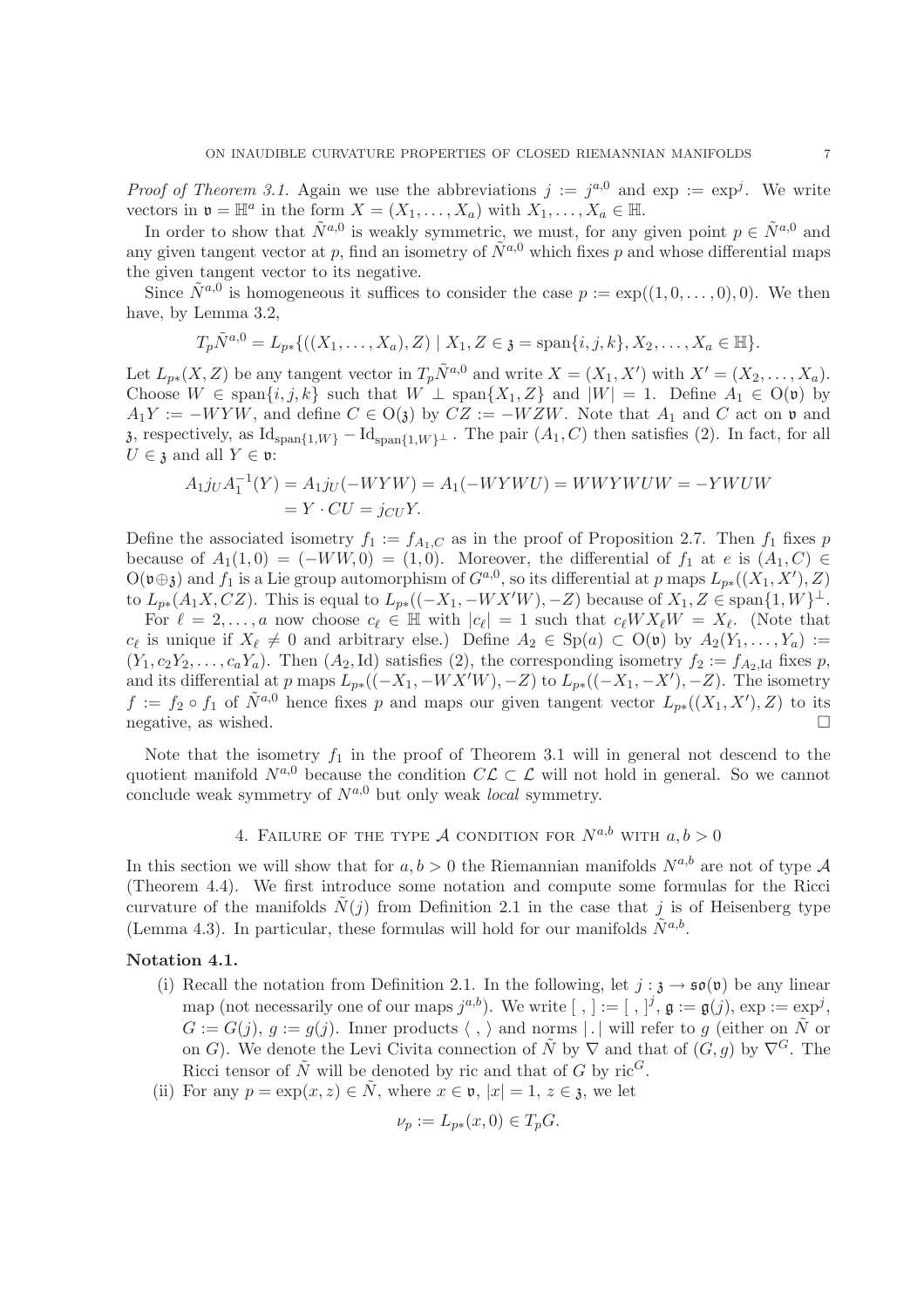*Proof of Theorem 3.1.* Again we use the abbreviations $j := j^{a,0}$ and $\exp := \exp^j$. We write vectors in $\mathfrak{v} = \mathbb{H}^a$ in the form $X = (X_1, \ldots, X_a)$ with $X_1, \ldots, X_a \in \mathbb{H}$.

In order to show that $\tilde{N}^{a,0}$ is weakly symmetric, we must, for any given point $p \in \tilde{N}^{a,0}$ and any given tangent vector at $p$, find an isometry of $\tilde{N}^{a,0}$ which fixes $p$ and whose differential maps the given tangent vector to its negative.

Since $\tilde{N}^{a,0}$ is homogeneous it suffices to consider the case $p := \exp((1, 0, \ldots, 0), 0)$. We then have, by Lemma 3.2,

$$T_p\tilde{N}^{a,0} = L_{p*}\{((X_1, \ldots, X_a), Z) \mid X_1, Z \in \mathfrak{z} = \operatorname{span}\{i, j, k\}, X_2, \ldots, X_a \in \mathbb{H}\}.$$

Let $L_{p*}(X, Z)$ be any tangent vector in $T_p\tilde{N}^{a,0}$ and write $X = (X_1, X')$ with $X' = (X_2, \ldots, X_a)$. Choose $W \in \operatorname{span}\{i, j, k\}$ such that $W \perp \operatorname{span}\{X_1, Z\}$ and $|W| = 1$. Define $A_1 \in \mathrm{O}(\mathfrak{v})$ by $A_1 Y := -WYW$, and define $C \in \mathrm{O}(\mathfrak{z})$ by $CZ := -WZW$. Note that $A_1$ and $C$ act on $\mathfrak{v}$ and $\mathfrak{z}$, respectively, as $\mathrm{Id}_{\operatorname{span}\{1,W\}} - \mathrm{Id}_{\operatorname{span}\{1,W\}^\perp}$. The pair $(A_1, C)$ then satisfies (2). In fact, for all $U \in \mathfrak{z}$ and all $Y \in \mathfrak{v}$:

$$\begin{aligned} A_1 j_U A_1^{-1}(Y) &= A_1 j_U(-WYW) = A_1(-WYWU) = WWYWUW = -YWUW \\ &= Y \cdot CU = j_{CU}Y. \end{aligned}$$

Define the associated isometry $f_1 := f_{A_1,C}$ as in the proof of Proposition 2.7. Then $f_1$ fixes $p$ because of $A_1(1, 0) = (-WW, 0) = (1, 0)$. Moreover, the differential of $f_1$ at $e$ is $(A_1, C) \in \mathrm{O}(\mathfrak{v} \oplus \mathfrak{z})$ and $f_1$ is a Lie group automorphism of $G^{a,0}$, so its differential at $p$ maps $L_{p*}((X_1, X'), Z)$ to $L_{p*}(A_1 X, CZ)$. This is equal to $L_{p*}((-X_1, -WX'W), -Z)$ because of $X_1, Z \in \operatorname{span}\{1, W\}^\perp$.

For $\ell = 2, \ldots, a$ now choose $c_\ell \in \mathbb{H}$ with $|c_\ell| = 1$ such that $c_\ell W X_\ell W = X_\ell$. (Note that $c_\ell$ is unique if $X_\ell \neq 0$ and arbitrary else.) Define $A_2 \in \mathrm{Sp}(a) \subset \mathrm{O}(\mathfrak{v})$ by $A_2(Y_1, \ldots, Y_a) := (Y_1, c_2 Y_2, \ldots, c_a Y_a)$. Then $(A_2, \mathrm{Id})$ satisfies (2), the corresponding isometry $f_2 := f_{A_2,\mathrm{Id}}$ fixes $p$, and its differential at $p$ maps $L_{p*}((-X_1, -WX'W), -Z)$ to $L_{p*}((-X_1, -X'), -Z)$. The isometry $f := f_2 \circ f_1$ of $\tilde{N}^{a,0}$ hence fixes $p$ and maps our given tangent vector $L_{p*}((X_1, X'), Z)$ to its negative, as wished. □

Note that the isometry $f_1$ in the proof of Theorem 3.1 will in general not descend to the quotient manifold $N^{a,0}$ because the condition $C\mathcal{L} \subset \mathcal{L}$ will not hold in general. So we cannot conclude weak symmetry of $N^{a,0}$ but only weak *local* symmetry.

## 4. Failure of the type $\mathcal{A}$ condition for $N^{a,b}$ with $a, b > 0$

In this section we will show that for $a, b > 0$ the Riemannian manifolds $N^{a,b}$ are not of type $\mathcal{A}$ (Theorem 4.4). We first introduce some notation and compute some formulas for the Ricci curvature of the manifolds $\tilde{N}(j)$ from Definition 2.1 in the case that $j$ is of Heisenberg type (Lemma 4.3). In particular, these formulas will hold for our manifolds $\tilde{N}^{a,b}$.

**Notation 4.1.**

(i) Recall the notation from Definition 2.1. In the following, let $j : \mathfrak{z} \to \mathfrak{so}(\mathfrak{v})$ be any linear map (not necessarily one of our maps $j^{a,b}$). We write $[\ ,\ ] := [\ ,\ ]^j$, $\mathfrak{g} := \mathfrak{g}(j)$, $\exp := \exp^j$, $G := G(j)$, $g := g(j)$. Inner products $\langle\ ,\ \rangle$ and norms $|\,.\,|$ will refer to $g$ (either on $\tilde{N}$ or on $G$). We denote the Levi Civita connection of $\tilde{N}$ by $\nabla$ and that of $(G, g)$ by $\nabla^G$. The Ricci tensor of $\tilde{N}$ will be denoted by ric and that of $G$ by $\mathrm{ric}^G$.

(ii) For any $p = \exp(x, z) \in \tilde{N}$, where $x \in \mathfrak{v}$, $|x| = 1$, $z \in \mathfrak{z}$, we let

$$\nu_p := L_{p*}(x, 0) \in T_pG.$$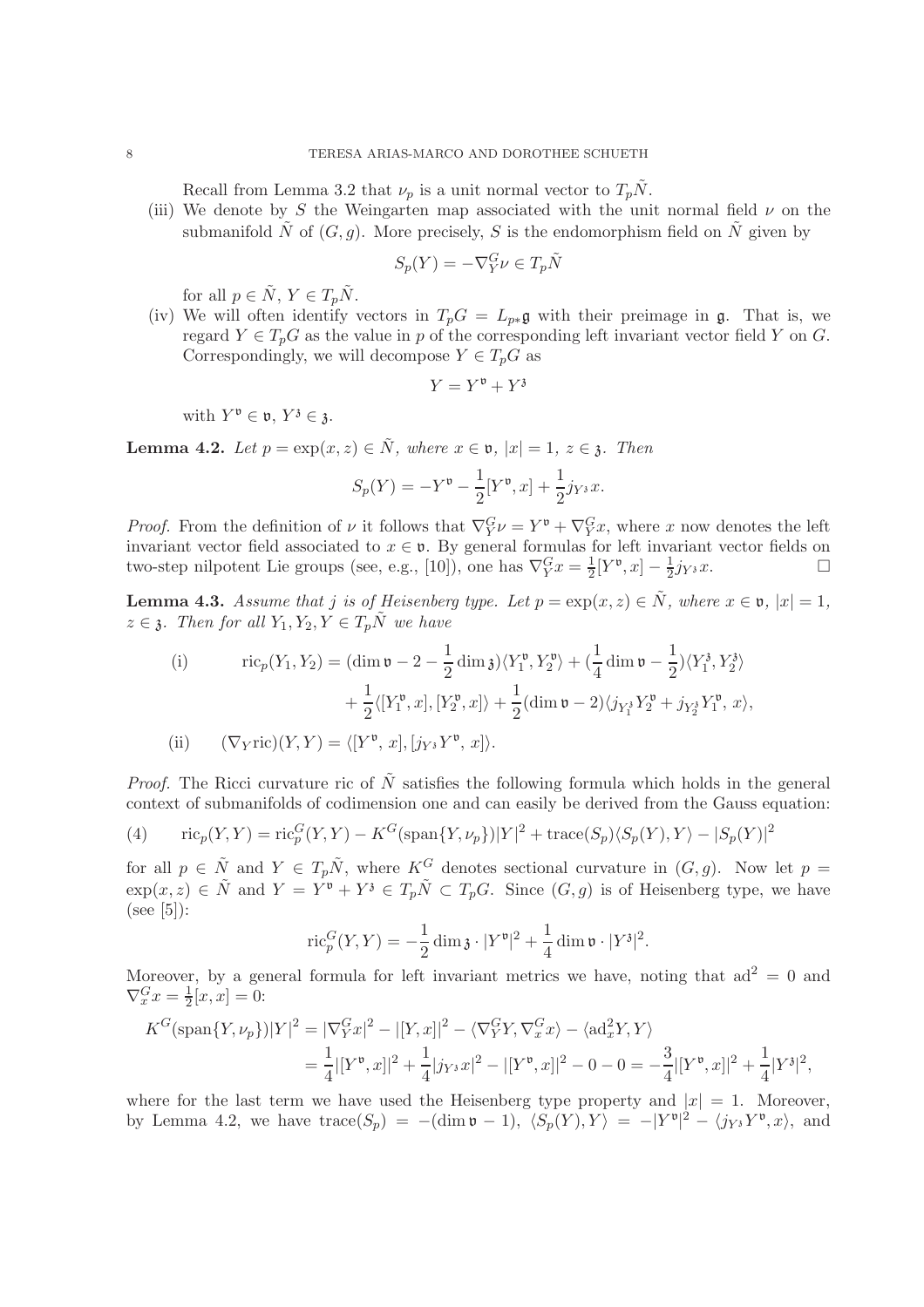Recall from Lemma 3.2 that $\nu_p$ is a unit normal vector to $T_p\tilde{N}$.

(iii) We denote by $S$ the Weingarten map associated with the unit normal field $\nu$ on the submanifold $\tilde{N}$ of $(G, g)$. More precisely, $S$ is the endomorphism field on $\tilde{N}$ given by

$$S_p(Y) = -\nabla^G_Y \nu \in T_p\tilde{N}$$

for all $p \in \tilde{N}$, $Y \in T_p\tilde{N}$.

(iv) We will often identify vectors in $T_pG = L_{p*}\mathfrak{g}$ with their preimage in $\mathfrak{g}$. That is, we regard $Y \in T_pG$ as the value in $p$ of the corresponding left invariant vector field $Y$ on $G$. Correspondingly, we will decompose $Y \in T_pG$ as

$$Y = Y^{\mathfrak{v}} + Y^{\mathfrak{z}}$$

with $Y^{\mathfrak{v}} \in \mathfrak{v}$, $Y^{\mathfrak{z}} \in \mathfrak{z}$.

**Lemma 4.2.** *Let $p = \exp(x, z) \in \tilde{N}$, where $x \in \mathfrak{v}$, $|x| = 1$, $z \in \mathfrak{z}$. Then*

$$S_p(Y) = -Y^{\mathfrak{v}} - \frac{1}{2}[Y^{\mathfrak{v}}, x] + \frac{1}{2}j_{Y^{\mathfrak{z}}}x.$$

*Proof.* From the definition of $\nu$ it follows that $\nabla^G_Y \nu = Y^{\mathfrak{v}} + \nabla^G_Y x$, where $x$ now denotes the left invariant vector field associated to $x \in \mathfrak{v}$. By general formulas for left invariant vector fields on two-step nilpotent Lie groups (see, e.g., [10]), one has $\nabla^G_Y x = \frac{1}{2}[Y^{\mathfrak{v}}, x] - \frac{1}{2}j_{Y^{\mathfrak{z}}}x$. $\square$

**Lemma 4.3.** *Assume that $j$ is of Heisenberg type. Let $p = \exp(x, z) \in \tilde{N}$, where $x \in \mathfrak{v}$, $|x| = 1$, $z \in \mathfrak{z}$. Then for all $Y_1, Y_2, Y \in T_p\tilde{N}$ we have*

$$\text{(i)} \qquad \begin{aligned} \mathrm{ric}_p(Y_1, Y_2) = {} & (\dim \mathfrak{v} - 2 - \frac{1}{2}\dim \mathfrak{z})\langle Y_1^{\mathfrak{v}}, Y_2^{\mathfrak{v}}\rangle + (\frac{1}{4}\dim \mathfrak{v} - \frac{1}{2})\langle Y_1^{\mathfrak{z}}, Y_2^{\mathfrak{z}}\rangle \\ & + \frac{1}{2}\langle [Y_1^{\mathfrak{v}}, x], [Y_2^{\mathfrak{v}}, x]\rangle + \frac{1}{2}(\dim \mathfrak{v} - 2)\langle j_{Y_1^{\mathfrak{z}}}Y_2^{\mathfrak{v}} + j_{Y_2^{\mathfrak{z}}}Y_1^{\mathfrak{v}}, x\rangle, \end{aligned}$$

$$\text{(ii)} \qquad (\nabla_Y \mathrm{ric})(Y, Y) = \langle [Y^{\mathfrak{v}}, x], [j_{Y^{\mathfrak{z}}}Y^{\mathfrak{v}}, x]\rangle.$$

*Proof.* The Ricci curvature ric of $\tilde{N}$ satisfies the following formula which holds in the general context of submanifolds of codimension one and can easily be derived from the Gauss equation:

$$\text{(4)} \qquad \mathrm{ric}_p(Y, Y) = \mathrm{ric}^G_p(Y, Y) - K^G(\mathrm{span}\{Y, \nu_p\})|Y|^2 + \mathrm{trace}(S_p)\langle S_p(Y), Y\rangle - |S_p(Y)|^2$$

for all $p \in \tilde{N}$ and $Y \in T_p\tilde{N}$, where $K^G$ denotes sectional curvature in $(G, g)$. Now let $p = \exp(x, z) \in \tilde{N}$ and $Y = Y^{\mathfrak{v}} + Y^{\mathfrak{z}} \in T_p\tilde{N} \subset T_pG$. Since $(G, g)$ is of Heisenberg type, we have (see [5]):

$$\mathrm{ric}^G_p(Y, Y) = -\frac{1}{2}\dim \mathfrak{z} \cdot |Y^{\mathfrak{v}}|^2 + \frac{1}{4}\dim \mathfrak{v} \cdot |Y^{\mathfrak{z}}|^2.$$

Moreover, by a general formula for left invariant metrics we have, noting that $\mathrm{ad}^2 = 0$ and $\nabla^G_x x = \frac{1}{2}[x, x] = 0$:

$$\begin{aligned} K^G(\mathrm{span}\{Y, \nu_p\})|Y|^2 &= |\nabla^G_Y x|^2 - |[Y, x]|^2 - \langle \nabla^G_Y Y, \nabla^G_x x\rangle - \langle \mathrm{ad}_x^2 Y, Y\rangle \\ &= \frac{1}{4}|[Y^{\mathfrak{v}}, x]|^2 + \frac{1}{4}|j_{Y^{\mathfrak{z}}}x|^2 - |[Y^{\mathfrak{v}}, x]|^2 - 0 - 0 = -\frac{3}{4}|[Y^{\mathfrak{v}}, x]|^2 + \frac{1}{4}|Y^{\mathfrak{z}}|^2, \end{aligned}$$

where for the last term we have used the Heisenberg type property and $|x| = 1$. Moreover, by Lemma 4.2, we have $\mathrm{trace}(S_p) = -(\dim \mathfrak{v} - 1)$, $\langle S_p(Y), Y\rangle = -|Y^{\mathfrak{v}}|^2 - \langle j_{Y^{\mathfrak{z}}}Y^{\mathfrak{v}}, x\rangle$, and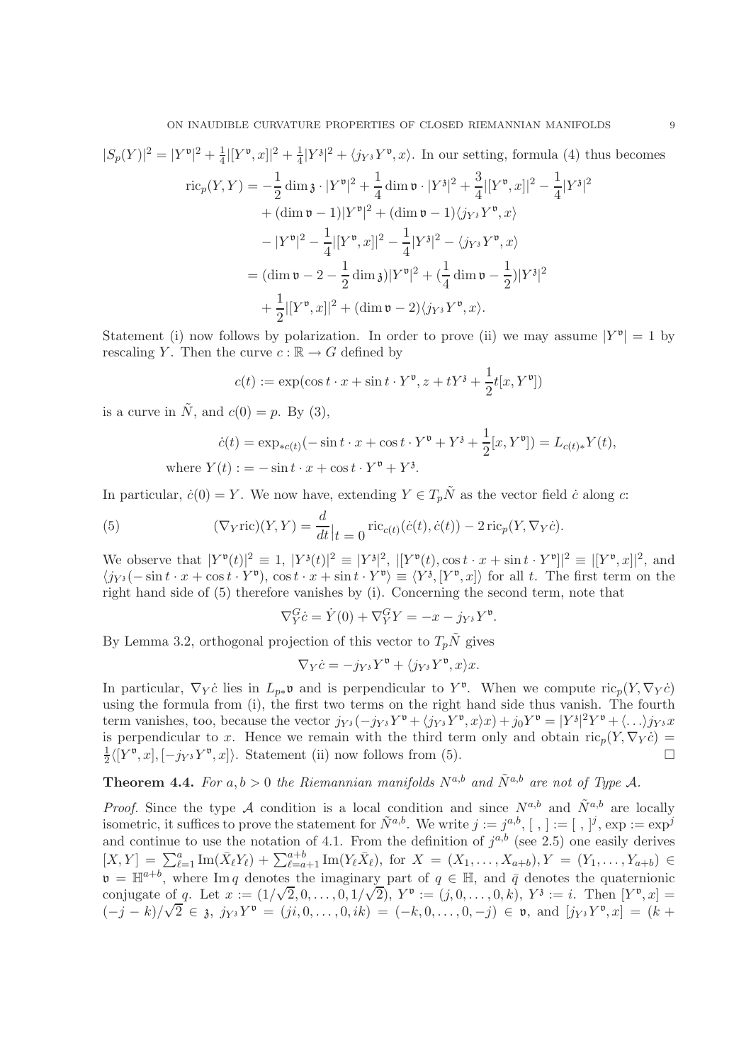$|S_p(Y)|^2 = |Y^{\mathfrak{v}}|^2 + \frac{1}{4}|[Y^{\mathfrak{v}}, x]|^2 + \frac{1}{4}|Y^{\mathfrak{z}}|^2 + \langle j_{Y^{\mathfrak{z}}} Y^{\mathfrak{v}}, x\rangle$. In our setting, formula (4) thus becomes

$$
\begin{aligned}
\operatorname{ric}_p(Y,Y) &= -\frac{1}{2}\dim \mathfrak{z} \cdot |Y^{\mathfrak{v}}|^2 + \frac{1}{4}\dim \mathfrak{v} \cdot |Y^{\mathfrak{z}}|^2 + \frac{3}{4}|[Y^{\mathfrak{v}}, x]|^2 - \frac{1}{4}|Y^{\mathfrak{z}}|^2 \\
&\quad + (\dim \mathfrak{v} - 1)|Y^{\mathfrak{v}}|^2 + (\dim \mathfrak{v} - 1)\langle j_{Y^{\mathfrak{z}}} Y^{\mathfrak{v}}, x\rangle \\
&\quad - |Y^{\mathfrak{v}}|^2 - \frac{1}{4}|[Y^{\mathfrak{v}}, x]|^2 - \frac{1}{4}|Y^{\mathfrak{z}}|^2 - \langle j_{Y^{\mathfrak{z}}} Y^{\mathfrak{v}}, x\rangle \\
&= (\dim \mathfrak{v} - 2 - \frac{1}{2}\dim \mathfrak{z})|Y^{\mathfrak{v}}|^2 + (\frac{1}{4}\dim \mathfrak{v} - \frac{1}{2})|Y^{\mathfrak{z}}|^2 \\
&\quad + \frac{1}{2}|[Y^{\mathfrak{v}}, x]|^2 + (\dim \mathfrak{v} - 2)\langle j_{Y^{\mathfrak{z}}} Y^{\mathfrak{v}}, x\rangle.
\end{aligned}
$$

Statement (i) now follows by polarization. In order to prove (ii) we may assume $|Y^{\mathfrak{v}}| = 1$ by rescaling $Y$. Then the curve $c : \mathbb{R} \to G$ defined by

$$
c(t) := \exp(\cos t \cdot x + \sin t \cdot Y^{\mathfrak{v}}, z + tY^{\mathfrak{z}} + \frac{1}{2}t[x, Y^{\mathfrak{v}}])
$$

is a curve in $\tilde{N}$, and $c(0) = p$. By (3),

$$
\begin{aligned}
\dot{c}(t) &= \exp_{*c(t)}(-\sin t \cdot x + \cos t \cdot Y^{\mathfrak{v}} + Y^{\mathfrak{z}} + \frac{1}{2}[x, Y^{\mathfrak{v}}]) = L_{c(t)*}Y(t), \\
\text{where } Y(t) &:= -\sin t \cdot x + \cos t \cdot Y^{\mathfrak{v}} + Y^{\mathfrak{z}}.
\end{aligned}
$$

In particular, $\dot{c}(0) = Y$. We now have, extending $Y \in T_p\tilde{N}$ as the vector field $\dot{c}$ along $c$:

$$
(\nabla_Y \operatorname{ric})(Y,Y) = \frac{d}{dt}\Big|_{t=0} \operatorname{ric}_{c(t)}(\dot{c}(t), \dot{c}(t)) - 2\operatorname{ric}_p(Y, \nabla_Y \dot{c}). \tag{5}
$$

We observe that $|Y^{\mathfrak{v}}(t)|^2 \equiv 1$, $|Y^{\mathfrak{z}}(t)|^2 \equiv |Y^{\mathfrak{z}}|^2$, $|[Y^{\mathfrak{v}}(t), \cos t \cdot x + \sin t \cdot Y^{\mathfrak{v}}]|^2 \equiv |[Y^{\mathfrak{v}}, x]|^2$, and $\langle j_{Y^{\mathfrak{z}}}(-\sin t \cdot x + \cos t \cdot Y^{\mathfrak{v}}), \cos t \cdot x + \sin t \cdot Y^{\mathfrak{v}}\rangle \equiv \langle Y^{\mathfrak{z}}, [Y^{\mathfrak{v}}, x]\rangle$ for all $t$. The first term on the right hand side of (5) therefore vanishes by (i). Concerning the second term, note that

$$
\nabla^G_Y \dot{c} = \dot{Y}(0) + \nabla^G_Y Y = -x - j_{Y^{\mathfrak{z}}} Y^{\mathfrak{v}}.
$$

By Lemma 3.2, orthogonal projection of this vector to $T_p\tilde{N}$ gives

$$
\nabla_Y \dot{c} = -j_{Y^{\mathfrak{z}}} Y^{\mathfrak{v}} + \langle j_{Y^{\mathfrak{z}}} Y^{\mathfrak{v}}, x\rangle x.
$$

In particular, $\nabla_Y \dot{c}$ lies in $L_{p*}\mathfrak{v}$ and is perpendicular to $Y^{\mathfrak{v}}$. When we compute $\operatorname{ric}_p(Y, \nabla_Y \dot{c})$ using the formula from (i), the first two terms on the right hand side thus vanish. The fourth term vanishes, too, because the vector $j_{Y^{\mathfrak{z}}}(-j_{Y^{\mathfrak{z}}} Y^{\mathfrak{v}} + \langle j_{Y^{\mathfrak{z}}} Y^{\mathfrak{v}}, x\rangle x) + j_0 Y^{\mathfrak{v}} = |Y^{\mathfrak{z}}|^2 Y^{\mathfrak{v}} + \langle \ldots \rangle j_{Y^{\mathfrak{z}}} x$ is perpendicular to $x$. Hence we remain with the third term only and obtain $\operatorname{ric}_p(Y, \nabla_Y \dot{c}) = \frac{1}{2}\langle [Y^{\mathfrak{v}}, x], [-j_{Y^{\mathfrak{z}}} Y^{\mathfrak{v}}, x]\rangle$. Statement (ii) now follows from (5). $\square$

**Theorem 4.4.** *For $a, b > 0$ the Riemannian manifolds $N^{a,b}$ and $\tilde{N}^{a,b}$ are not of Type $\mathcal{A}$.*

*Proof.* Since the type $\mathcal{A}$ condition is a local condition and since $N^{a,b}$ and $\tilde{N}^{a,b}$ are locally isometric, it suffices to prove the statement for $\tilde{N}^{a,b}$. We write $j := j^{a,b}$, $[\ ,\ ] := [\ ,\ ]^j$, $\exp := \exp^j$ and continue to use the notation of 4.1. From the definition of $j^{a,b}$ (see 2.5) one easily derives $[X, Y] = \sum_{\ell=1}^{a} \operatorname{Im}(\bar{X}_\ell Y_\ell) + \sum_{\ell=a+1}^{a+b} \operatorname{Im}(Y_\ell \bar{X}_\ell)$, for $X = (X_1, \ldots, X_{a+b}), Y = (Y_1, \ldots, Y_{a+b}) \in \mathfrak{v} = \mathbb{H}^{a+b}$, where $\operatorname{Im} q$ denotes the imaginary part of $q \in \mathbb{H}$, and $\bar{q}$ denotes the quaternionic conjugate of $q$. Let $x := (1/\sqrt{2}, 0, \ldots, 0, 1/\sqrt{2})$, $Y^{\mathfrak{v}} := (j, 0, \ldots, 0, k)$, $Y^{\mathfrak{z}} := i$. Then $[Y^{\mathfrak{v}}, x] = (-j - k)/\sqrt{2} \in \mathfrak{z}$, $j_{Y^{\mathfrak{z}}} Y^{\mathfrak{v}} = (ji, 0, \ldots, 0, ik) = (-k, 0, \ldots, 0, -j) \in \mathfrak{v}$, and $[j_{Y^{\mathfrak{z}}} Y^{\mathfrak{v}}, x] = (k +$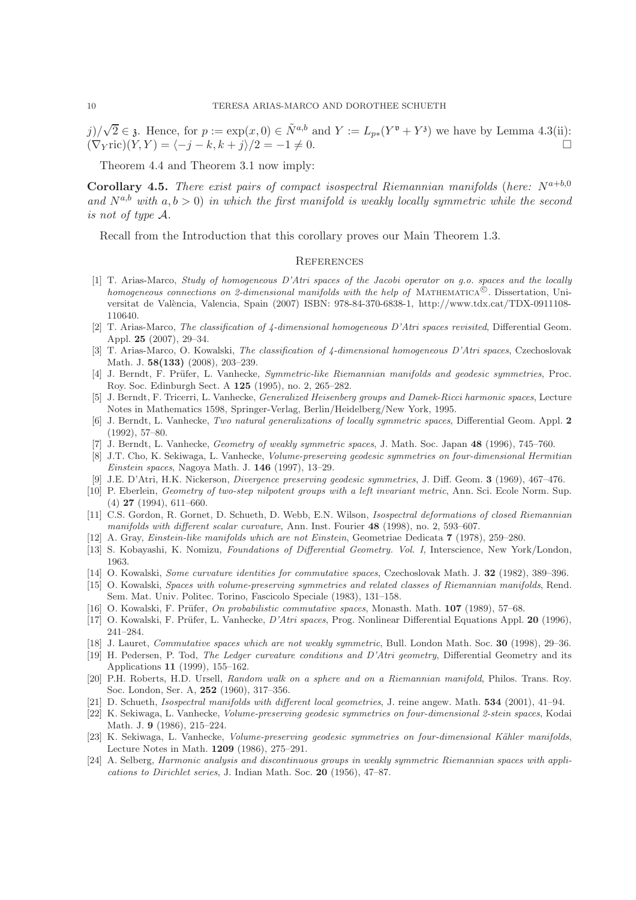$j)/\sqrt{2} \in \mathfrak{z}$. Hence, for $p := \exp(x, 0) \in \tilde{N}^{a,b}$ and $Y := L_{p*}(Y^{\mathfrak{v}} + Y^{\mathfrak{z}})$ we have by Lemma 4.3(ii): $(\nabla_Y \text{ric})(Y, Y) = \langle -j - k, k + j \rangle / 2 = -1 \neq 0$. □

Theorem 4.4 and Theorem 3.1 now imply:

**Corollary 4.5.** *There exist pairs of compact isospectral Riemannian manifolds* (*here:* $N^{a+b,0}$ *and* $N^{a,b}$ *with* $a, b > 0$) *in which the first manifold is weakly locally symmetric while the second is not of type* $\mathcal{A}$.

Recall from the Introduction that this corollary proves our Main Theorem 1.3.

## References

[1] T. Arias-Marco, *Study of homogeneous D'Atri spaces of the Jacobi operator on g.o. spaces and the locally homogeneous connections on 2-dimensional manifolds with the help of* MATHEMATICA©. Dissertation, Universitat de València, Valencia, Spain (2007) ISBN: 978-84-370-6838-1, http://www.tdx.cat/TDX-0911108-110640.

[2] T. Arias-Marco, *The classification of 4-dimensional homogeneous D'Atri spaces revisited*, Differential Geom. Appl. **25** (2007), 29–34.

[3] T. Arias-Marco, O. Kowalski, *The classification of 4-dimensional homogeneous D'Atri spaces*, Czechoslovak Math. J. **58(133)** (2008), 203–239.

[4] J. Berndt, F. Prüfer, L. Vanhecke, *Symmetric-like Riemannian manifolds and geodesic symmetries*, Proc. Roy. Soc. Edinburgh Sect. A **125** (1995), no. 2, 265–282.

[5] J. Berndt, F. Tricerri, L. Vanhecke, *Generalized Heisenberg groups and Damek-Ricci harmonic spaces*, Lecture Notes in Mathematics 1598, Springer-Verlag, Berlin/Heidelberg/New York, 1995.

[6] J. Berndt, L. Vanhecke, *Two natural generalizations of locally symmetric spaces*, Differential Geom. Appl. **2** (1992), 57–80.

[7] J. Berndt, L. Vanhecke, *Geometry of weakly symmetric spaces*, J. Math. Soc. Japan **48** (1996), 745–760.

[8] J.T. Cho, K. Sekiwaga, L. Vanhecke, *Volume-preserving geodesic symmetries on four-dimensional Hermitian Einstein spaces*, Nagoya Math. J. **146** (1997), 13–29.

[9] J.E. D'Atri, H.K. Nickerson, *Divergence preserving geodesic symmetries*, J. Diff. Geom. **3** (1969), 467–476.

[10] P. Eberlein, *Geometry of two-step nilpotent groups with a left invariant metric*, Ann. Sci. Ecole Norm. Sup. (4) **27** (1994), 611–660.

[11] C.S. Gordon, R. Gornet, D. Schueth, D. Webb, E.N. Wilson, *Isospectral deformations of closed Riemannian manifolds with different scalar curvature*, Ann. Inst. Fourier **48** (1998), no. 2, 593–607.

[12] A. Gray, *Einstein-like manifolds which are not Einstein*, Geometriae Dedicata **7** (1978), 259–280.

[13] S. Kobayashi, K. Nomizu, *Foundations of Differential Geometry. Vol. I*, Interscience, New York/London, 1963.

[14] O. Kowalski, *Some curvature identities for commutative spaces*, Czechoslovak Math. J. **32** (1982), 389–396.

[15] O. Kowalski, *Spaces with volume-preserving symmetries and related classes of Riemannian manifolds*, Rend. Sem. Mat. Univ. Politec. Torino, Fascicolo Speciale (1983), 131–158.

[16] O. Kowalski, F. Prüfer, *On probabilistic commutative spaces*, Monasth. Math. **107** (1989), 57–68.

[17] O. Kowalski, F. Prüfer, L. Vanhecke, *D'Atri spaces*, Prog. Nonlinear Differential Equations Appl. **20** (1996), 241–284.

[18] J. Lauret, *Commutative spaces which are not weakly symmetric*, Bull. London Math. Soc. **30** (1998), 29–36.

[19] H. Pedersen, P. Tod, *The Ledger curvature conditions and D'Atri geometry*, Differential Geometry and its Applications **11** (1999), 155–162.

[20] P.H. Roberts, H.D. Ursell, *Random walk on a sphere and on a Riemannian manifold*, Philos. Trans. Roy. Soc. London, Ser. A, **252** (1960), 317–356.

[21] D. Schueth, *Isospectral manifolds with different local geometries*, J. reine angew. Math. **534** (2001), 41–94.

[22] K. Sekiwaga, L. Vanhecke, *Volume-preserving geodesic symmetries on four-dimensional 2-stein spaces*, Kodai Math. J. **9** (1986), 215–224.

[23] K. Sekiwaga, L. Vanhecke, *Volume-preserving geodesic symmetries on four-dimensional Kähler manifolds*, Lecture Notes in Math. **1209** (1986), 275–291.

[24] A. Selberg, *Harmonic analysis and discontinuous groups in weakly symmetric Riemannian spaces with applications to Dirichlet series*, J. Indian Math. Soc. **20** (1956), 47–87.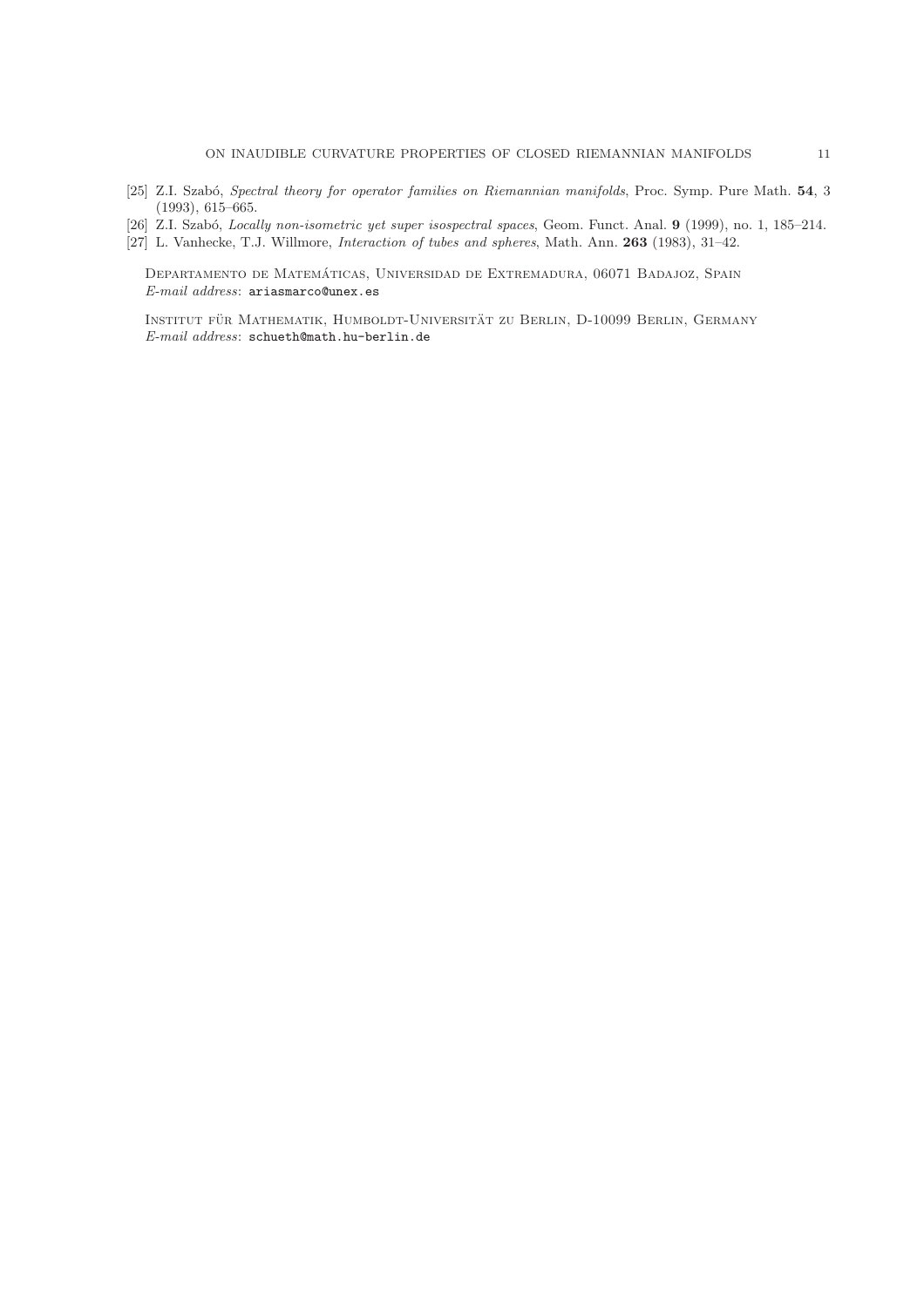[25] Z.I. Szabó, *Spectral theory for operator families on Riemannian manifolds*, Proc. Symp. Pure Math. **54**, 3 (1993), 615–665.

[26] Z.I. Szabó, *Locally non-isometric yet super isospectral spaces*, Geom. Funct. Anal. **9** (1999), no. 1, 185–214.

[27] L. Vanhecke, T.J. Willmore, *Interaction of tubes and spheres*, Math. Ann. **263** (1983), 31–42.

Departamento de Matemáticas, Universidad de Extremadura, 06071 Badajoz, Spain
*E-mail address*: ariasmarco@unex.es

Institut für Mathematik, Humboldt-Universität zu Berlin, D-10099 Berlin, Germany
*E-mail address*: schueth@math.hu-berlin.de